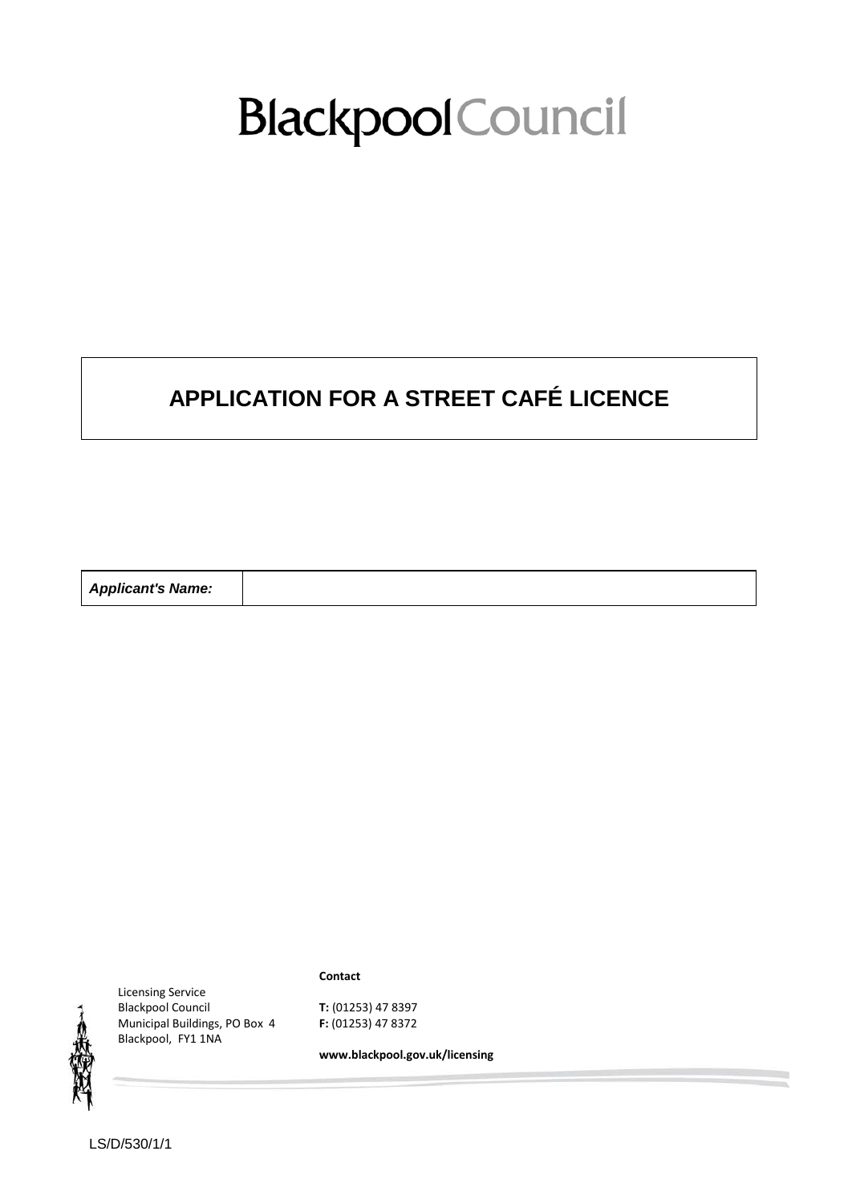# Blackpool Council

## APPLICATION FOR A STREET CAFÉ LICENCE

| ***Applicant's Name:*** | |
|---|---|

Licensing Service
Blackpool Council
Municipal Buildings, PO Box 4
Blackpool, FY1 1NA

**Contact**

**T:** (01253) 47 8397
**F:** (01253) 47 8372

**www.blackpool.gov.uk/licensing**

LS/D/530/1/1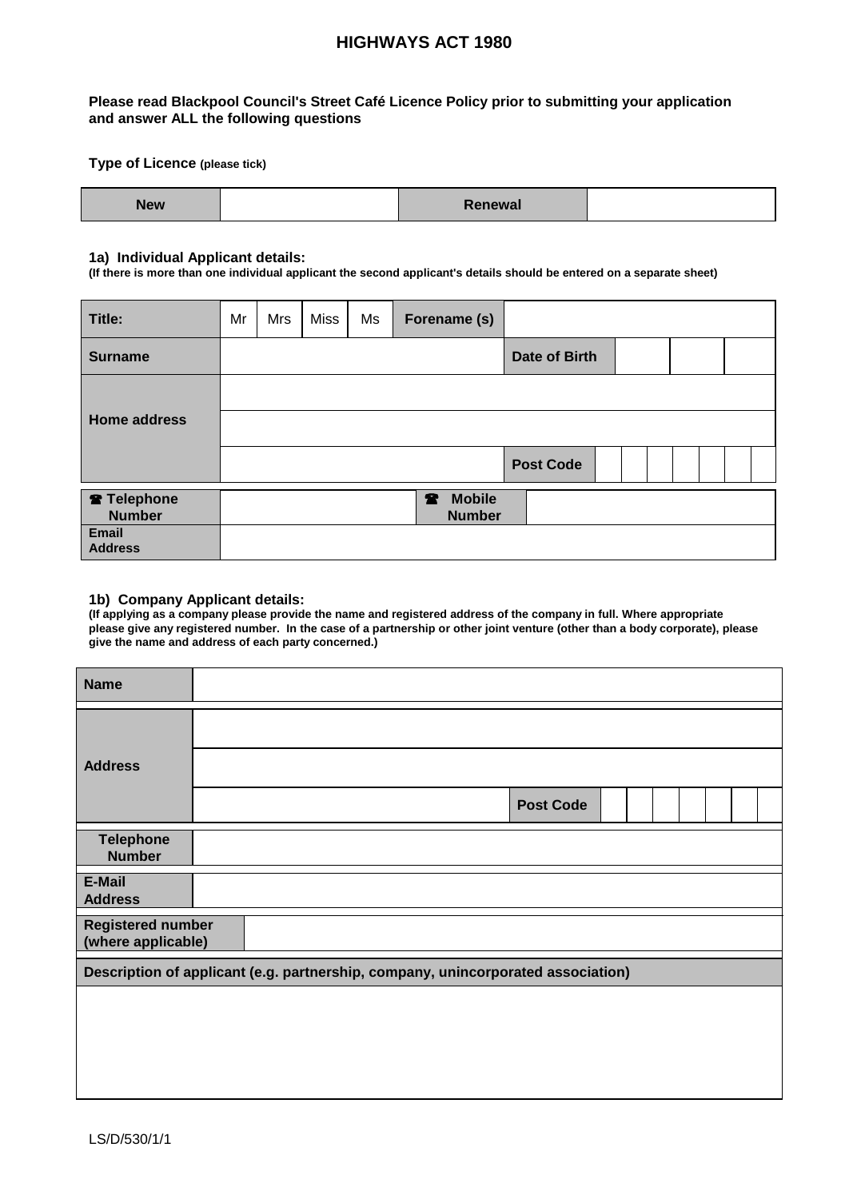# HIGHWAYS ACT 1980

**Please read Blackpool Council's Street Café Licence Policy prior to submitting your application and answer ALL the following questions**

**Type of Licence** **(please tick)**

| New | | Renewal | |
|---|---|---|---|

### 1a) Individual Applicant details:

**(If there is more than one individual applicant the second applicant's details should be entered on a separate sheet)**

| **Title:** | Mr | Mrs | Miss | Ms | **Forename (s)** | | | |
|---|---|---|---|---|---|---|---|---|
| **Surname** | | | | | **Date of Birth** | | | |
| **Home address** | | | | | | | | |
| | | | | | | | | |
| | | | | | **Post Code** | | | |

| ☎ **Telephone Number** | | ☎ **Mobile Number** | |
|---|---|---|---|
| **Email Address** | | | |

### 1b) Company Applicant details:

**(If applying as a company please provide the name and registered address of the company in full. Where appropriate please give any registered number. In the case of a partnership or other joint venture (other than a body corporate), please give the name and address of each party concerned.)**

| **Name** | | |
|---|---|---|
| **Address** | | |
| | | |
| | | **Post Code** |
| **Telephone Number** | | |
| **E-Mail Address** | | |
| **Registered number (where applicable)** | | |

| **Description of applicant (e.g. partnership, company, unincorporated association)** |
|---|
| |

LS/D/530/1/1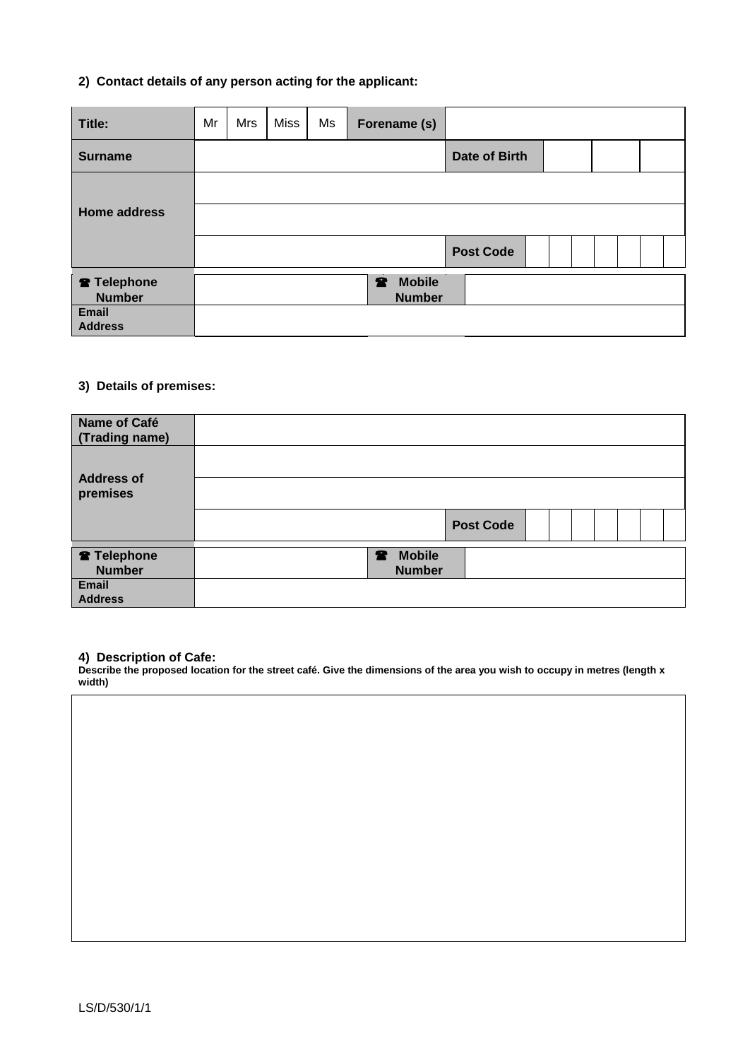**2) Contact details of any person acting for the applicant:**

| Title: | Mr | Mrs | Miss | Ms | Forename (s) | | | |
|---|---|---|---|---|---|---|---|---|
| Surname | | | | | Date of Birth | | | |
| Home address | | | | | | | | |
| | | | | | | | | |
| | | | | | Post Code | | | |
| ☎ Telephone Number | | | | | ☎ Mobile Number | | | |
| Email Address | | | | | | | | |

**3) Details of premises:**

| Name of Café (Trading name) | | | |
|---|---|---|---|
| Address of premises | | | |
| | | | |
| | | Post Code | |
| ☎ Telephone Number | | ☎ Mobile Number | |
| Email Address | | | |

**4) Description of Cafe:**

**Describe the proposed location for the street café. Give the dimensions of the area you wish to occupy in metres (length x width)**

| |
|---|
| |

LS/D/530/1/1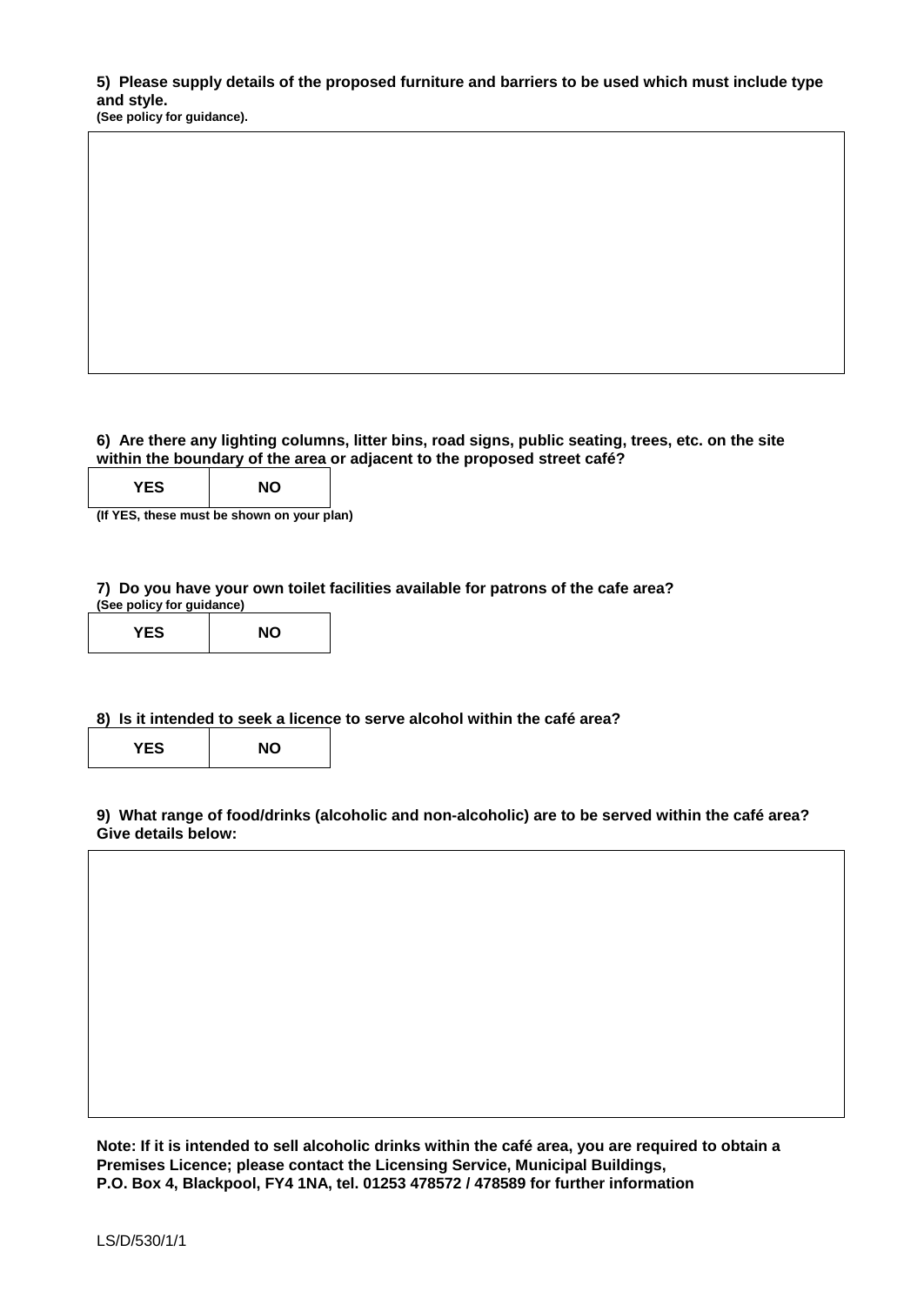**5) Please supply details of the proposed furniture and barriers to be used which must include type and style.**
**(See policy for guidance).**

| |
|---|
| |

**6) Are there any lighting columns, litter bins, road signs, public seating, trees, etc. on the site within the boundary of the area or adjacent to the proposed street café?**

| YES | NO |
|---|---|

**(If YES, these must be shown on your plan)**

**7) Do you have your own toilet facilities available for patrons of the cafe area?**
**(See policy for guidance)**

| YES | NO |
|---|---|

**8) Is it intended to seek a licence to serve alcohol within the café area?**

| YES | NO |
|---|---|

**9) What range of food/drinks (alcoholic and non-alcoholic) are to be served within the café area? Give details below:**

| |
|---|
| |

**Note: If it is intended to sell alcoholic drinks within the café area, you are required to obtain a Premises Licence; please contact the Licensing Service, Municipal Buildings, P.O. Box 4, Blackpool, FY4 1NA, tel. 01253 478572 / 478589 for further information**

LS/D/530/1/1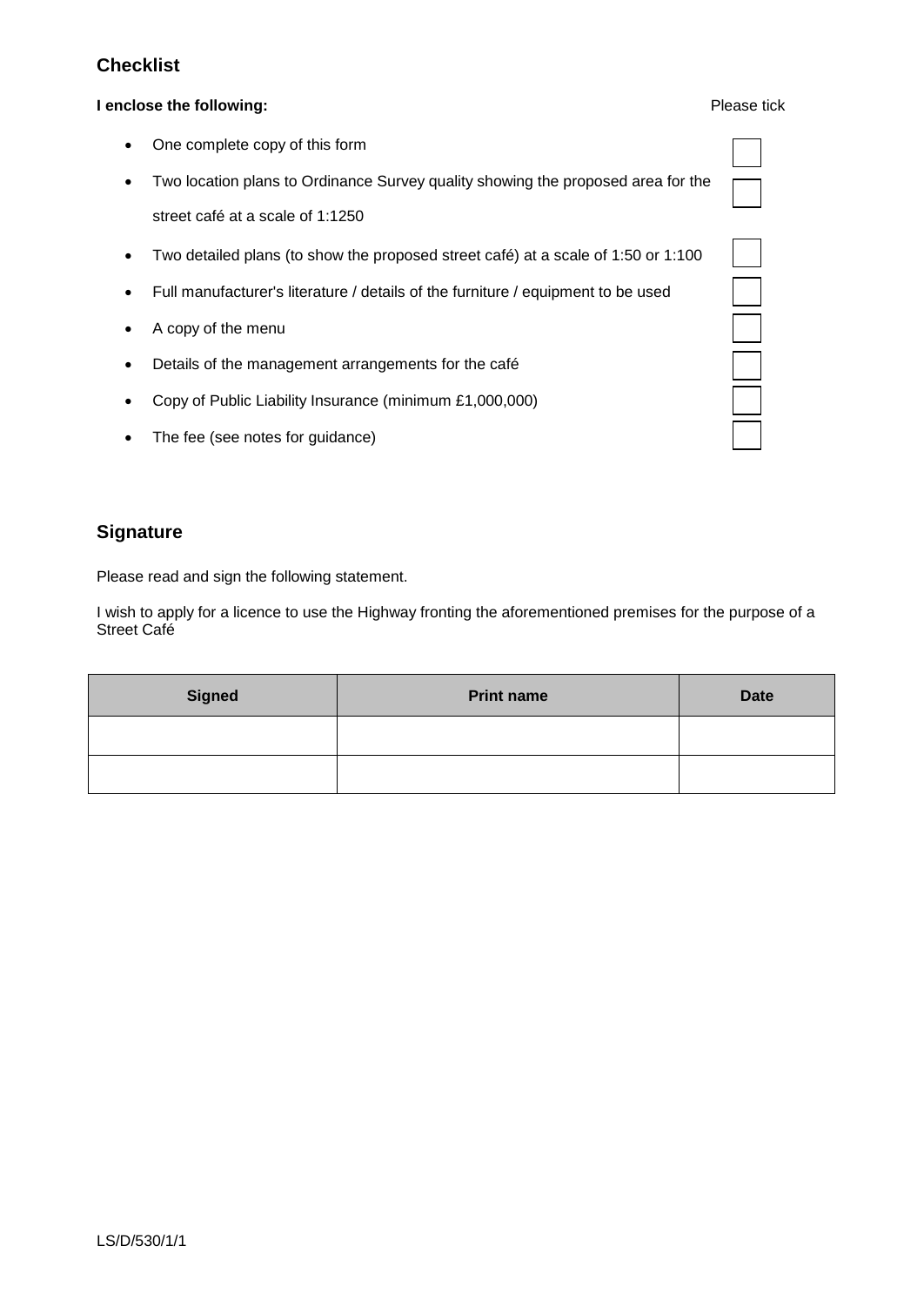## Checklist

**I enclose the following:** Please tick

- One complete copy of this form ☐
- Two location plans to Ordinance Survey quality showing the proposed area for the street café at a scale of 1:1250 ☐
- Two detailed plans (to show the proposed street café) at a scale of 1:50 or 1:100 ☐
- Full manufacturer's literature / details of the furniture / equipment to be used ☐
- A copy of the menu ☐
- Details of the management arrangements for the café ☐
- Copy of Public Liability Insurance (minimum £1,000,000) ☐
- The fee (see notes for guidance) ☐

## Signature

Please read and sign the following statement.

I wish to apply for a licence to use the Highway fronting the aforementioned premises for the purpose of a Street Café

| Signed | Print name | Date |
|---|---|---|
| | | |
| | | |

LS/D/530/1/1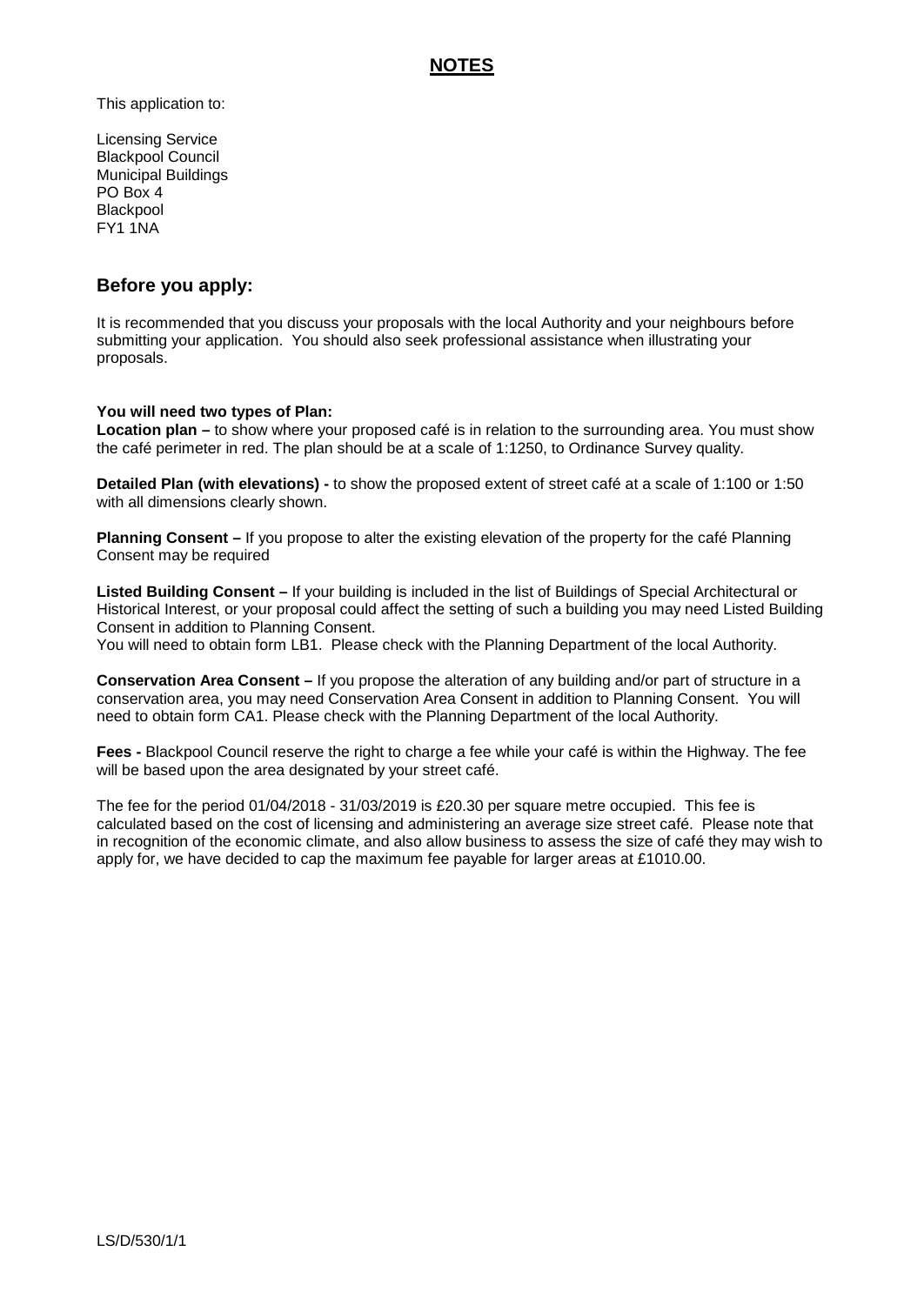## NOTES

This application to:

Licensing Service
Blackpool Council
Municipal Buildings
PO Box 4
Blackpool
FY1 1NA

### Before you apply:

It is recommended that you discuss your proposals with the local Authority and your neighbours before submitting your application. You should also seek professional assistance when illustrating your proposals.

**You will need two types of Plan:**
**Location plan –** to show where your proposed café is in relation to the surrounding area. You must show the café perimeter in red. The plan should be at a scale of 1:1250, to Ordinance Survey quality.

**Detailed Plan (with elevations) -** to show the proposed extent of street café at a scale of 1:100 or 1:50 with all dimensions clearly shown.

**Planning Consent –** If you propose to alter the existing elevation of the property for the café Planning Consent may be required

**Listed Building Consent –** If your building is included in the list of Buildings of Special Architectural or Historical Interest, or your proposal could affect the setting of such a building you may need Listed Building Consent in addition to Planning Consent.
You will need to obtain form LB1. Please check with the Planning Department of the local Authority.

**Conservation Area Consent –** If you propose the alteration of any building and/or part of structure in a conservation area, you may need Conservation Area Consent in addition to Planning Consent. You will need to obtain form CA1. Please check with the Planning Department of the local Authority.

**Fees -** Blackpool Council reserve the right to charge a fee while your café is within the Highway. The fee will be based upon the area designated by your street café.

The fee for the period 01/04/2018 - 31/03/2019 is £20.30 per square metre occupied. This fee is calculated based on the cost of licensing and administering an average size street café. Please note that in recognition of the economic climate, and also allow business to assess the size of café they may wish to apply for, we have decided to cap the maximum fee payable for larger areas at £1010.00.

LS/D/530/1/1